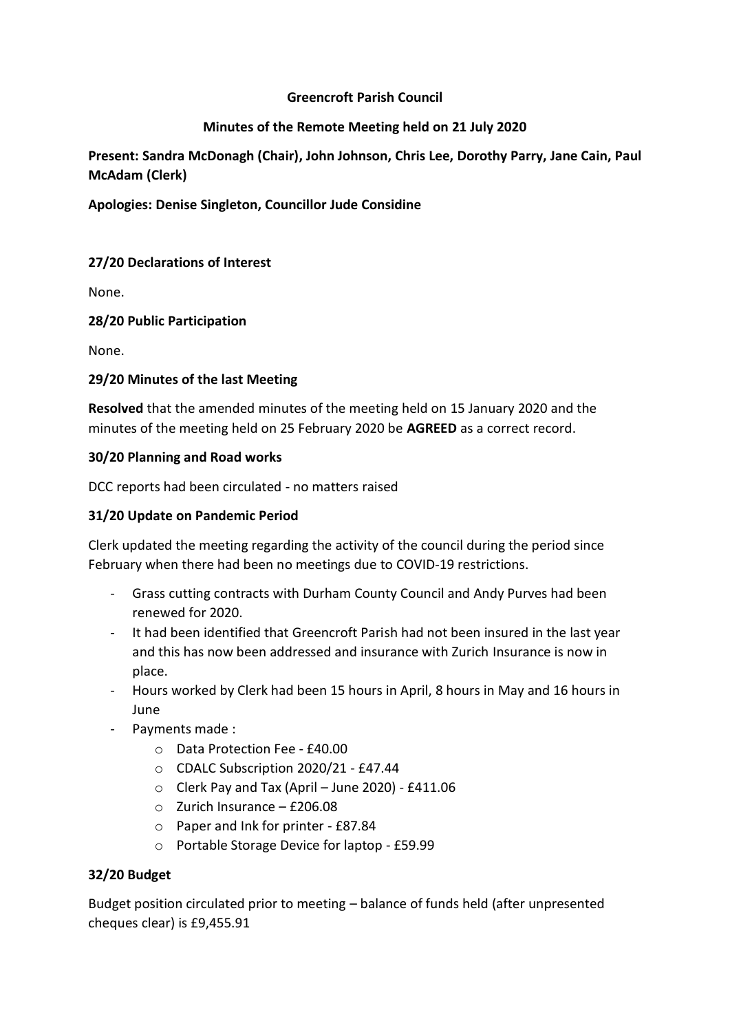# Greencroft Parish Council

## Minutes of the Remote Meeting held on 21 July 2020

**Present: Sandra McDonagh (Chair), John Johnson, Chris Lee, Dorothy Parry, Jane Cain, Paul McAdam (Clerk)**

**Apologies: Denise Singleton, Councillor Jude Considine**

### 27/20 Declarations of Interest

None.

### 28/20 Public Participation

None.

### 29/20 Minutes of the last Meeting

**Resolved** that the amended minutes of the meeting held on 15 January 2020 and the minutes of the meeting held on 25 February 2020 be **AGREED** as a correct record.

### 30/20 Planning and Road works

DCC reports had been circulated - no matters raised

### 31/20 Update on Pandemic Period

Clerk updated the meeting regarding the activity of the council during the period since February when there had been no meetings due to COVID-19 restrictions.

- Grass cutting contracts with Durham County Council and Andy Purves had been renewed for 2020.
- It had been identified that Greencroft Parish had not been insured in the last year and this has now been addressed and insurance with Zurich Insurance is now in place.
- Hours worked by Clerk had been 15 hours in April, 8 hours in May and 16 hours in June
- Payments made :
  - Data Protection Fee - £40.00
  - CDALC Subscription 2020/21 - £47.44
  - Clerk Pay and Tax (April – June 2020) - £411.06
  - Zurich Insurance – £206.08
  - Paper and Ink for printer - £87.84
  - Portable Storage Device for laptop - £59.99

### 32/20 Budget

Budget position circulated prior to meeting – balance of funds held (after unpresented cheques clear) is £9,455.91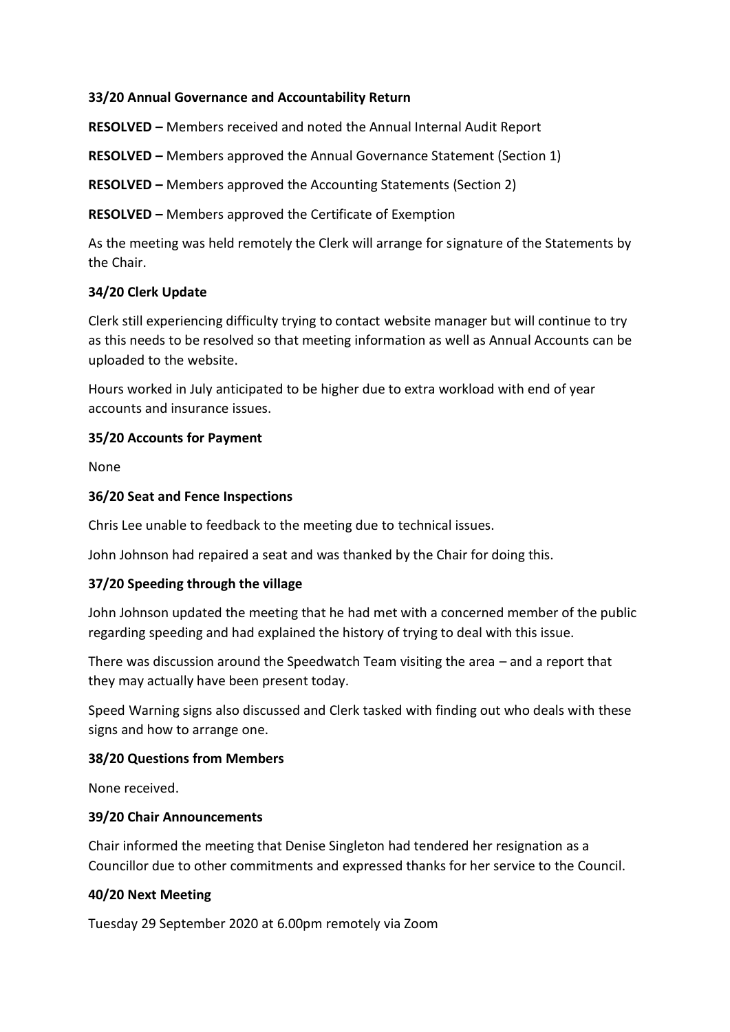### 33/20 Annual Governance and Accountability Return

**RESOLVED –** Members received and noted the Annual Internal Audit Report

**RESOLVED –** Members approved the Annual Governance Statement (Section 1)

**RESOLVED –** Members approved the Accounting Statements (Section 2)

**RESOLVED –** Members approved the Certificate of Exemption

As the meeting was held remotely the Clerk will arrange for signature of the Statements by the Chair.

### 34/20 Clerk Update

Clerk still experiencing difficulty trying to contact website manager but will continue to try as this needs to be resolved so that meeting information as well as Annual Accounts can be uploaded to the website.

Hours worked in July anticipated to be higher due to extra workload with end of year accounts and insurance issues.

### 35/20 Accounts for Payment

None

### 36/20 Seat and Fence Inspections

Chris Lee unable to feedback to the meeting due to technical issues.

John Johnson had repaired a seat and was thanked by the Chair for doing this.

### 37/20 Speeding through the village

John Johnson updated the meeting that he had met with a concerned member of the public regarding speeding and had explained the history of trying to deal with this issue.

There was discussion around the Speedwatch Team visiting the area – and a report that they may actually have been present today.

Speed Warning signs also discussed and Clerk tasked with finding out who deals with these signs and how to arrange one.

### 38/20 Questions from Members

None received.

### 39/20 Chair Announcements

Chair informed the meeting that Denise Singleton had tendered her resignation as a Councillor due to other commitments and expressed thanks for her service to the Council.

### 40/20 Next Meeting

Tuesday 29 September 2020 at 6.00pm remotely via Zoom